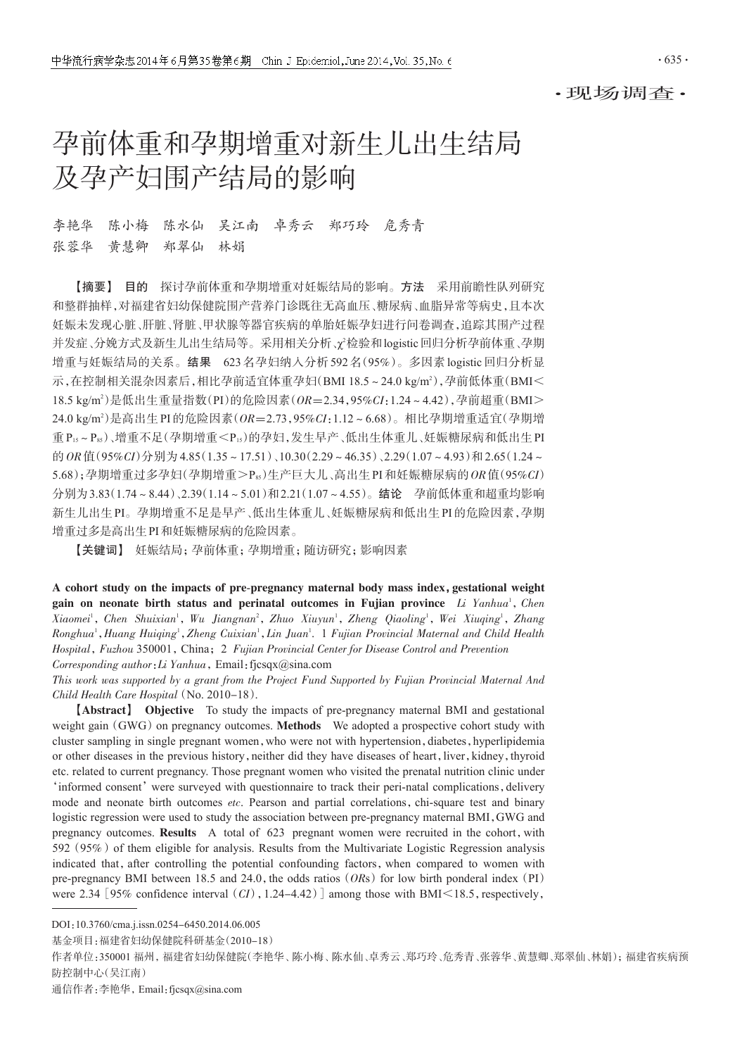·现场调查·

# 孕前体重和孕期增重对新生儿出生结局及孕产妇围产结局的影响

李艳华　陈小梅　陈水仙　吴江南　卓秀云　郑巧玲　危秀青　张蓉华　黄慧卿　郑翠仙　林娟

【摘要】 **目的**　探讨孕前体重和孕期增重对妊娠结局的影响。**方法**　采用前瞻性队列研究和整群抽样，对福建省妇幼保健院围产营养门诊既往无高血压、糖尿病、血脂异常等病史，且本次妊娠未发现心脏、肝脏、肾脏、甲状腺等器官疾病的单胎妊娠孕妇进行问卷调查，追踪其围产过程并发症、分娩方式及新生儿出生结局等。采用相关分析、$\chi^2$检验和logistic回归分析孕前体重、孕期增重与妊娠结局的关系。**结果**　623名孕妇纳入分析592名(95%)。多因素logistic回归分析显示，在控制相关混杂因素后，相比孕前适宜体重孕妇(BMI 18.5～24.0 kg/m$^2$)，孕前低体重(BMI＜18.5 kg/m$^2$)是低出生重量指数(PI)的危险因素(*OR*＝2.34，95%*CI*：1.24～4.42)，孕前超重(BMI＞24.0 kg/m$^2$)是高出生PI的危险因素(*OR*＝2.73，95%*CI*：1.12～6.68)。相比孕期增重适宜(孕期增重$P_{15}$～$P_{85}$)、增重不足(孕期增重＜$P_{15}$)的孕妇，发生早产、低出生体重儿、妊娠糖尿病和低出生PI的*OR*值(95%*CI*)分别为4.85(1.35～17.51)、10.30(2.29～46.35)、2.29(1.07～4.93)和2.65(1.24～5.68)；孕期增重过多孕妇(孕期增重＞$P_{85}$)生产巨大儿、高出生PI和妊娠糖尿病的*OR*值(95%*CI*)分别为3.83(1.74～8.44)、2.39(1.14～5.01)和2.21(1.07～4.55)。**结论**　孕前低体重和超重均影响新生儿出生PI。孕期增重不足是早产、低出生体重儿、妊娠糖尿病和低出生PI的危险因素，孕期增重过多是高出生PI和妊娠糖尿病的危险因素。

【关键词】 妊娠结局；孕前体重；孕期增重；随访研究；影响因素

**A cohort study on the impacts of pre-pregnancy maternal body mass index, gestational weight gain on neonate birth status and perinatal outcomes in Fujian province**　*Li Yanhua*[1], *Chen Xiaomei*[1], *Chen Shuixian*[1], *Wu Jiangnan*[2], *Zhuo Xiuyun*[1], *Zheng Qiaoling*[1], *Wei Xiuqing*[1], *Zhang Ronghua*[1], *Huang Huiqing*[1], *Zheng Cuixian*[1], *Lin Juan*[1]. *1 Fujian Provincial Maternal and Child Health Hospital*, *Fuzhou* 350001, China; *2 Fujian Provincial Center for Disease Control and Prevention*

*Corresponding author*: *Li Yanhua*, Email: fjcsqx@sina.com

*This work was supported by a grant from the Project Fund Supported by Fujian Provincial Maternal And Child Health Care Hospital* (No. 2010-18).

【**Abstract**】 **Objective**　To study the impacts of pre-pregnancy maternal BMI and gestational weight gain (GWG) on pregnancy outcomes. **Methods**　We adopted a prospective cohort study with cluster sampling in single pregnant women, who were not with hypertension, diabetes, hyperlipidemia or other diseases in the previous history, neither did they have diseases of heart, liver, kidney, thyroid etc. related to current pregnancy. Those pregnant women who visited the prenatal nutrition clinic under 'informed consent' were surveyed with questionnaire to track their peri-natal complications, delivery mode and neonate birth outcomes *etc*. Pearson and partial correlations, chi-square test and binary logistic regression were used to study the association between pre-pregnancy maternal BMI, GWG and pregnancy outcomes. **Results**　A total of 623 pregnant women were recruited in the cohort, with 592 (95%) of them eligible for analysis. Results from the Multivariate Logistic Regression analysis indicated that, after controlling the potential confounding factors, when compared to women with pre-pregnancy BMI between 18.5 and 24.0, the odds ratios (*OR*s) for low birth ponderal index (PI) were 2.34 [95% confidence interval (*CI*), 1.24-4.42)] among those with BMI＜18.5, respectively,

---

DOI: 10.3760/cma.j.issn.0254-6450.2014.06.005

基金项目：福建省妇幼保健院科研基金(2010-18)

作者单位：350001 福州，福建省妇幼保健院(李艳华、陈小梅、陈水仙、卓秀云、郑巧玲、危秀青、张蓉华、黄慧卿、郑翠仙、林娟)；福建省疾病预防控制中心(吴江南)

通信作者：李艳华，Email: fjcsqx@sina.com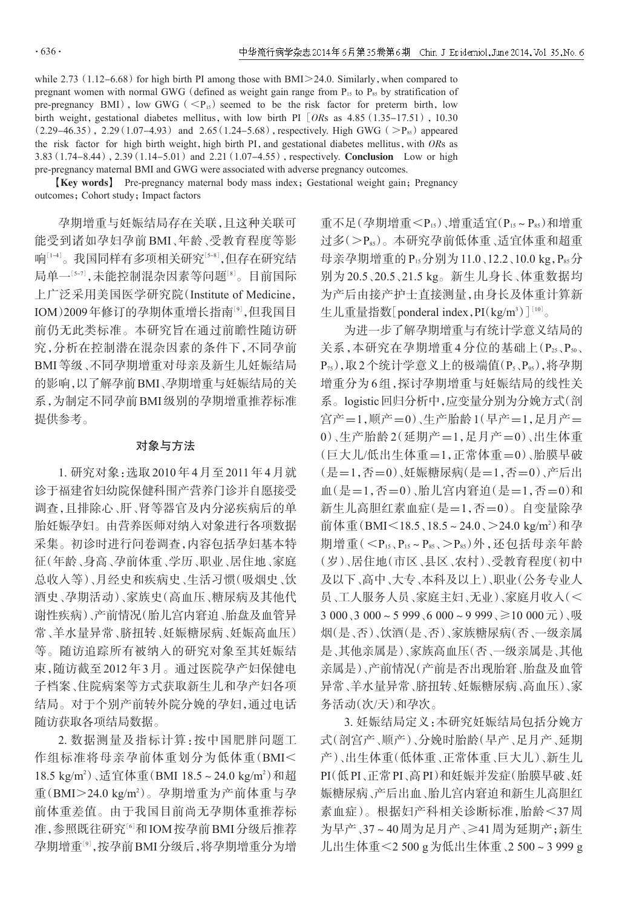while 2.73 (1.12–6.68) for high birth PI among those with BMI>24.0. Similarly, when compared to pregnant women with normal GWG (defined as weight gain range from $P_{15}$ to $P_{85}$ by stratification of pre-pregnancy BMI), low GWG ( <$P_{15}$) seemed to be the risk factor for preterm birth, low birth weight, gestational diabetes mellitus, with low birth PI [*OR*s as 4.85 (1.35–17.51), 10.30 (2.29–46.35), 2.29 (1.07–4.93) and 2.65 (1.24–5.68), respectively. High GWG ( >$P_{85}$) appeared the risk factor for high birth weight, high birth PI, and gestational diabetes mellitus, with *OR*s as 3.83 (1.74–8.44), 2.39 (1.14–5.01) and 2.21 (1.07–4.55), respectively. **Conclusion** Low or high pre-pregnancy maternal BMI and GWG were associated with adverse pregnancy outcomes.

**【Key words】** Pre-pregnancy maternal body mass index; Gestational weight gain; Pregnancy outcomes; Cohort study; Impact factors

孕期增重与妊娠结局存在关联，且这种关联可能受到诸如孕妇孕前BMI、年龄、受教育程度等影响[1-4]。我国同样有多项相关研究[5-8]，但存在研究结局单一[5-7]，未能控制混杂因素等问题[8]。目前国际上广泛采用美国医学研究院(Institute of Medicine，IOM)2009年修订的孕期体重增长指南[9]，但我国目前仍无此类标准。本研究旨在通过前瞻性随访研究，分析在控制潜在混杂因素的条件下，不同孕前BMI等级、不同孕期增重对母亲及新生儿妊娠结局的影响，以了解孕前BMI、孕期增重与妊娠结局的关系，为制定不同孕前BMI级别的孕期增重推荐标准提供参考。

## 对象与方法

1. 研究对象：选取2010年4月至2011年4月就诊于福建省妇幼院保健科围产营养门诊并自愿接受调查，且排除心、肝、肾等器官及内分泌疾病后的单胎妊娠孕妇。由营养医师对纳入对象进行各项数据采集。初诊时进行问卷调查，内容包括孕妇基本特征(年龄、身高、孕前体重、学历、职业、居住地、家庭总收入等)、月经史和疾病史、生活习惯(吸烟史、饮酒史、孕期活动)、家族史(高血压、糖尿病及其他代谢性疾病)、产前情况(胎儿宫内窘迫、胎盘及血管异常、羊水量异常、脐扭转、妊娠糖尿病、妊娠高血压)等。随访追踪所有被纳入的研究对象至其妊娠结束，随访截至2012年3月。通过医院孕产妇保健电子档案、住院病案等方式获取新生儿和孕产妇各项结局。对于个别产前转外院分娩的孕妇，通过电话随访获取各项结局数据。

2. 数据测量及指标计算：按中国肥胖问题工作组标准将母亲孕前体重划分为低体重(BMI<18.5 kg/$m^2$)、适宜体重(BMI 18.5～24.0 kg/$m^2$)和超重(BMI>24.0 kg/$m^2$)。孕期增重为产前体重与孕前体重差值。由于我国目前尚无孕期体重推荐标准，参照既往研究[6]和IOM按孕前BMI分级后推荐孕期增重[9]，按孕前BMI分级后，将孕期增重分为增重不足(孕期增重<$P_{15}$)、增重适宜($P_{15}$～$P_{85}$)和增重过多(>$P_{85}$)。本研究孕前低体重、适宜体重和超重母亲孕期增重的$P_{15}$分别为11.0、12.2、10.0 kg，$P_{85}$分别为20.5、20.5、21.5 kg。新生儿身长、体重数据均为产后由接产护士直接测量，由身长及体重计算新生儿重量指数[ponderal index，PI(kg/$m^3$)][10]。

为进一步了解孕期增重与有统计学意义结局的关系，本研究在孕期增重4分位的基础上($P_{25}$、$P_{50}$、$P_{75}$)，取2个统计学意义上的极端值($P_5$、$P_{95}$)，将孕期增重分为6组，探讨孕期增重与妊娠结局的线性关系。logistic回归分析中，应变量分别为分娩方式(剖宫产=1，顺产=0)、生产胎龄1(早产=1，足月产=0)、生产胎龄2(延期产=1，足月产=0)、出生体重(巨大儿/低出生体重=1，正常体重=0)、胎膜早破(是=1，否=0)、妊娠糖尿病(是=1，否=0)、产后出血(是=1，否=0)、胎儿宫内窘迫(是=1，否=0)和新生儿高胆红素血症(是=1，否=0)。自变量除孕前体重(BMI<18.5、18.5～24.0、>24.0 kg/$m^2$)和孕期增重(<$P_{15}$、$P_{15}$～$P_{85}$、>$P_{85}$)外，还包括母亲年龄(岁)、居住地(市区、县区、农村)、受教育程度(初中及以下、高中、大专、本科及以上)、职业(公务专业人员、工人服务人员、家庭主妇、无业)、家庭月收入(<3 000、3 000～5 999、6 000～9 999、≥10 000元)、吸烟(是、否)、饮酒(是、否)、家族糖尿病(否、一级亲属是、其他亲属是)、家族高血压(否、一级亲属是、其他亲属是)、产前情况(产前是否出现胎窘、胎盘及血管异常、羊水量异常、脐扭转、妊娠糖尿病、高血压)、家务活动(次/天)和孕次。

3. 妊娠结局定义：本研究妊娠结局包括分娩方式(剖宫产、顺产)、分娩时胎龄(早产、足月产、延期产)、出生体重(低体重、正常体重、巨大儿)、新生儿PI(低PI、正常PI、高PI)和妊娠并发症(胎膜早破、妊娠糖尿病、产后出血、胎儿宫内窘迫和新生儿高胆红素血症)。根据妇产科相关诊断标准，胎龄<37周为早产、37～40周为足月产、≥41周为延期产；新生儿出生体重<2 500 g为低出生体重、2 500～3 999 g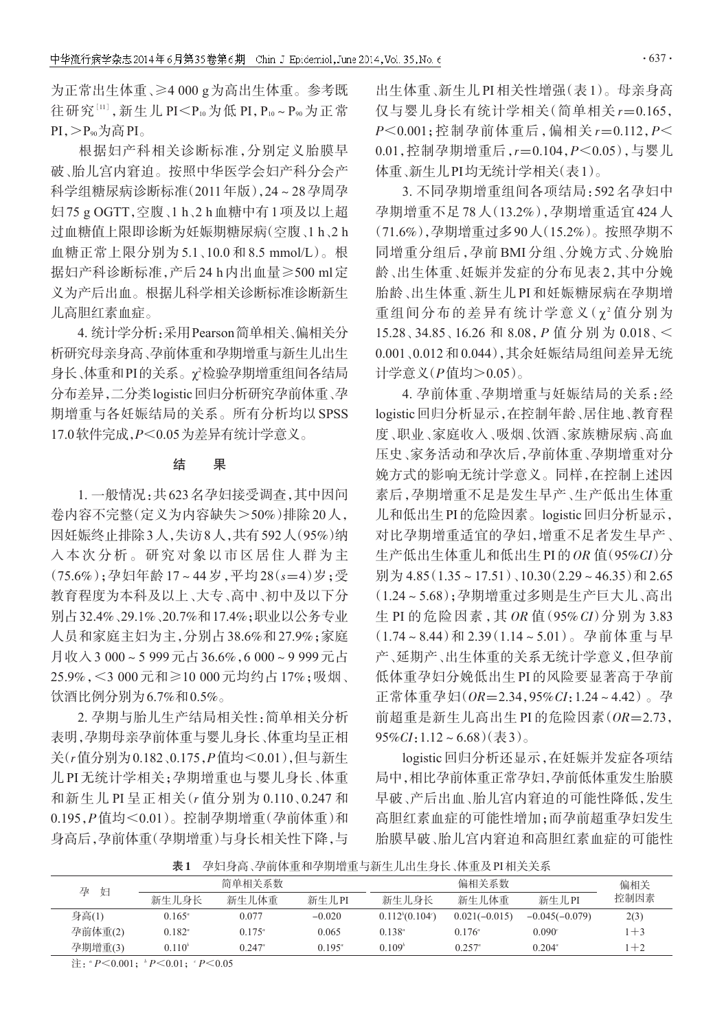为正常出生体重、≥4 000 g为高出生体重。参考既往研究[11]，新生儿PI＜$P_{10}$为低PI，$P_{10}$～$P_{90}$为正常PI，＞$P_{90}$为高PI。

根据妇产科相关诊断标准，分别定义胎膜早破、胎儿宫内窘迫。按照中华医学会妇产科分会产科学组糖尿病诊断标准（2011年版），24～28孕周孕妇75 g OGTT，空腹、1 h、2 h血糖中有1项及以上超过血糖值上限即诊断为妊娠期糖尿病（空腹、1 h、2 h血糖正常上限分别为5.1、10.0和8.5 mmol/L）。根据妇产科诊断标准，产后24 h内出血量≥500 ml定义为产后出血。根据儿科学相关诊断标准诊断新生儿高胆红素血症。

4. 统计学分析：采用Pearson简单相关、偏相关分析研究母亲身高、孕前体重和孕期增重与新生儿出生身长、体重和PI的关系。$\chi^2$检验孕期增重组间各结局分布差异，二分类logistic回归分析研究孕前体重、孕期增重与各妊娠结局的关系。所有分析均以SPSS 17.0软件完成，$P<0.05$为差异有统计学意义。

## 结　果

1. 一般情况：共623名孕妇接受调查，其中因问卷内容不完整（定义为内容缺失＞50%）排除20人，因妊娠终止排除3人，失访8人，共有592人（95%）纳入本次分析。研究对象以市区居住人群为主（75.6%）；孕妇年龄17～44岁，平均28（$s$=4）岁；受教育程度为本科及以上、大专、高中、初中及以下分别占32.4%、29.1%、20.7%和17.4%；职业以公务专业人员和家庭主妇为主，分别占38.6%和27.9%；家庭月收入3 000～5 999元占36.6%，6 000～9 999元占25.9%，＜3 000元和≥10 000元均约占17%；吸烟、饮酒比例分别为6.7%和0.5%。

2. 孕期与胎儿生产结局相关性：简单相关分析表明，孕期母亲孕前体重与婴儿身长、体重均呈正相关（$r$值分别为0.182、0.175，$P$值均＜0.01），但与新生儿PI无统计学相关；孕期增重也与婴儿身长、体重和新生儿PI呈正相关（$r$值分别为0.110、0.247和0.195，$P$值均＜0.01）。控制孕期增重（孕前体重）和身高后，孕前体重（孕期增重）与身长相关性下降，与出生体重、新生儿PI相关性增强（表1）。母亲身高仅与婴儿身长有统计学相关（简单相关$r$=0.165，$P$＜0.001；控制孕前体重后，偏相关$r$=0.112，$P$＜0.01，控制孕期增重后，$r$=0.104，$P$＜0.05），与婴儿体重、新生儿PI均无统计学相关（表1）。

3. 不同孕期增重组间各项结局：592名孕妇中孕期增重不足78人（13.2%），孕期增重适宜424人（71.6%），孕期增重过多90人（15.2%）。按照孕期不同增重分组后，孕前BMI分组、分娩方式、分娩胎龄、出生体重、妊娠并发症的分布见表2，其中分娩胎龄、出生体重、新生儿PI和妊娠糖尿病在孕期增重组间分布的差异有统计学意义（$\chi^2$值分别为15.28、34.85、16.26和8.08，$P$值分别为0.018、＜0.001、0.012和0.044），其余妊娠结局组间差异无统计学意义（$P$值均＞0.05）。

4. 孕前体重、孕期增重与妊娠结局的关系：经logistic回归分析显示，在控制年龄、居住地、教育程度、职业、家庭收入、吸烟、饮酒、家族糖尿病、高血压史、家务活动和孕次后，孕前体重、孕期增重对分娩方式的影响无统计学意义。同样，在控制上述因素后，孕期增重不足是发生早产、生产低出生体重儿和低出生PI的危险因素。logistic回归分析显示，对比孕期增重适宜的孕妇，增重不足者发生早产、生产低出生体重儿和低出生PI的$OR$值（95%$CI$）分别为4.85（1.35～17.51）、10.30（2.29～46.35）和2.65（1.24～5.68）；孕期增重过多则是生产巨大儿、高出生PI的危险因素，其$OR$值（95%$CI$）分别为3.83（1.74～8.44）和2.39（1.14～5.01）。孕前体重与早产、延期产、出生体重的关系无统计学意义，但孕前低体重孕妇分娩低出生PI的风险要显著高于孕前正常体重孕妇（$OR$=2.34，95%$CI$：1.24～4.42）。孕前超重是新生儿高出生PI的危险因素（$OR$=2.73，95%$CI$：1.12～6.68）（表3）。

logistic回归分析还显示，在妊娠并发症各项结局中，相比孕前体重正常孕妇，孕前低体重发生胎膜早破、产后出血、胎儿宫内窘迫的可能性降低，发生高胆红素血症的可能性增加；而孕前超重孕妇发生胎膜早破、胎儿宫内窘迫和高胆红素血症的可能性

**表1　孕妇身高、孕前体重和孕期增重与新生儿出生身长、体重及PI相关关系**

| 孕　妇 | 简单相关系数 | | | 偏相关系数 | | | 偏相关控制因素 |
|---|---|---|---|---|---|---|---|
| | 新生儿身长 | 新生儿体重 | 新生儿PI | 新生儿身长 | 新生儿体重 | 新生儿PI | |
| 身高(1) | 0.165[a] | 0.077 | −0.020 | 0.112[b](0.104[c]) | 0.021(−0.015) | −0.045(−0.079) | 2(3) |
| 孕前体重(2) | 0.182[a] | 0.175[a] | 0.065 | 0.138[a] | 0.176[a] | 0.090[c] | 1+3 |
| 孕期增重(3) | 0.110[b] | 0.247[a] | 0.195[a] | 0.109[b] | 0.257[a] | 0.204[a] | 1+2 |

注：[a] $P<0.001$；[b] $P<0.01$；[c] $P<0.05$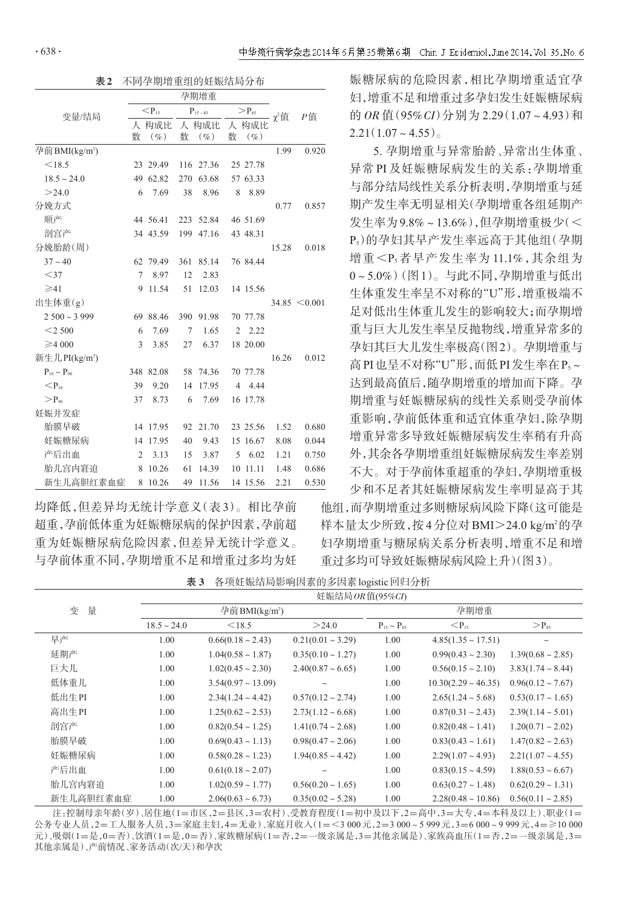**表2　不同孕期增重组的妊娠结局分布**

| 变量/结局 | 孕期增重 | | | | | | $\chi^2$值 | $P$值 |
|---|---|---|---|---|---|---|---|---|
| | $<P_{15}$ | | $P_{15\sim85}$ | | $>P_{85}$ | | | |
| | 人数 | 构成比（%） | 人数 | 构成比（%） | 人数 | 构成比（%） | | |
| 孕前BMI(kg/m²) | | | | | | | 1.99 | 0.920 |
| <18.5 | 23 | 29.49 | 116 | 27.36 | 25 | 27.78 | | |
| 18.5～24.0 | 49 | 62.82 | 270 | 63.68 | 57 | 63.33 | | |
| >24.0 | 6 | 7.69 | 38 | 8.96 | 8 | 8.89 | | |
| 分娩方式 | | | | | | | 0.77 | 0.857 |
| 顺产 | 44 | 56.41 | 223 | 52.84 | 46 | 51.69 | | |
| 剖宫产 | 34 | 43.59 | 199 | 47.16 | 43 | 48.31 | | |
| 分娩胎龄(周) | | | | | | | 15.28 | 0.018 |
| 37～40 | 62 | 79.49 | 361 | 85.14 | 76 | 84.44 | | |
| <37 | 7 | 8.97 | 12 | 2.83 | | | | |
| ≥41 | 9 | 11.54 | 51 | 12.03 | 14 | 15.56 | | |
| 出生体重(g) | | | | | | | 34.85 | <0.001 |
| 2 500～3 999 | 69 | 88.46 | 390 | 91.98 | 70 | 77.78 | | |
| <2 500 | 6 | 7.69 | 7 | 1.65 | 2 | 2.22 | | |
| ≥4 000 | 3 | 3.85 | 27 | 6.37 | 18 | 20.00 | | |
| 新生儿PI(kg/m³) | | | | | | | 16.26 | 0.012 |
| $P_{10}$～$P_{90}$ | 348 | 82.08 | 58 | 74.36 | 70 | 77.78 | | |
| <$P_{10}$ | 39 | 9.20 | 14 | 17.95 | 4 | 4.44 | | |
| >$P_{90}$ | 37 | 8.73 | 6 | 7.69 | 16 | 17.78 | | |
| 妊娠并发症 | | | | | | | | |
| 胎膜早破 | 14 | 17.95 | 92 | 21.70 | 23 | 25.56 | 1.52 | 0.680 |
| 妊娠糖尿病 | 14 | 17.95 | 40 | 9.43 | 15 | 16.67 | 8.08 | 0.044 |
| 产后出血 | 2 | 3.13 | 15 | 3.87 | 5 | 6.02 | 1.21 | 0.750 |
| 胎儿宫内窘迫 | 8 | 10.26 | 61 | 14.39 | 10 | 11.11 | 1.48 | 0.686 |
| 新生儿高胆红素血症 | 8 | 10.26 | 49 | 11.56 | 14 | 15.56 | 2.21 | 0.530 |

均降低，但差异均无统计学意义（表3）。相比孕前超重，孕前低体重为妊娠糖尿病的保护因素，孕前超重为妊娠糖尿病危险因素，但差异无统计学意义。与孕前体重不同，孕期增重不足和增重过多均为妊娠糖尿病的危险因素，相比孕期增重适宜孕妇，增重不足和增重过多孕妇发生妊娠糖尿病的 *OR* 值(95%*CI*)分别为2.29(1.07～4.93)和2.21(1.07～4.55)。

5. 孕期增重与异常胎龄、异常出生体重、异常PI及妊娠糖尿病发生的关系：孕期增重与部分结局线性关系分析表明，孕期增重与延期产发生率无明显相关（孕期增重各组延期产发生率为9.8%～13.6%），但孕期增重极少（<$P_5$）的孕妇其早产发生率远高于其他组（孕期增重<$P_5$者早产发生率为11.1%，其余组为0～5.0%）（图1）。与此不同，孕期增重与低出生体重发生率呈不对称的"U"形，增重极端不足对低出生体重儿发生的影响较大；而孕期增重与巨大儿发生率呈反抛物线，增重异常多的孕妇其巨大儿发生率极高（图2）。孕期增重与高PI也呈不对称"U"形，而低PI发生率在$P_5$～达到最高值后，随孕期增重的增加而下降。孕期增重与妊娠糖尿病的线性关系则受孕前体重影响，孕前低体重和适宜体重孕妇，除孕期增重异常多导致妊娠糖尿病发生率稍有升高外，其余各孕期增重组妊娠糖尿病发生率差别不大。对于孕前体重超重的孕妇，孕期增重极少和不足者其妊娠糖尿病发生率明显高于其他组，而孕期增重过多则糖尿病风险下降（这可能是样本量太少所致，按4分位对BMI>24.0 kg/m²的孕妇孕期增重与糖尿病关系分析表明，增重不足和增重过多均可导致妊娠糖尿病风险上升）（图3）。

**表3　各项妊娠结局影响因素的多因素logistic回归分析**

| 变　量 | 妊娠结局 *OR* 值(95%*CI*) | | | | | |
|---|---|---|---|---|---|---|
| | 孕前BMI(kg/m²) | | | 孕期增重 | | |
| | 18.5～24.0 | <18.5 | >24.0 | $P_{15}$～$P_{85}$ | <$P_{15}$ | >$P_{85}$ |
| 早产 | 1.00 | 0.66(0.18～2.43) | 0.21(0.01～3.29) | 1.00 | 4.85(1.35～17.51) | – |
| 延期产 | 1.00 | 1.04(0.58～1.87) | 0.35(0.10～1.27) | 1.00 | 0.99(0.43～2.30) | 1.39(0.68～2.85) |
| 巨大儿 | 1.00 | 1.02(0.45～2.30) | 2.40(0.87～6.65) | 1.00 | 0.56(0.15～2.10) | 3.83(1.74～8.44) |
| 低体重儿 | 1.00 | 3.54(0.97～13.09) | – | 1.00 | 10.30(2.29～46.35) | 0.96(0.12～7.67) |
| 低出生PI | 1.00 | 2.34(1.24～4.42) | 0.57(0.12～2.74) | 1.00 | 2.65(1.24～5.68) | 0.53(0.17～1.65) |
| 高出生PI | 1.00 | 1.25(0.62～2.53) | 2.73(1.12～6.68) | 1.00 | 0.87(0.31～2.43) | 2.39(1.14～5.01) |
| 剖宫产 | 1.00 | 0.82(0.54～1.25) | 1.41(0.74～2.68) | 1.00 | 0.82(0.48～1.41) | 1.20(0.71～2.02) |
| 胎膜早破 | 1.00 | 0.69(0.43～1.13) | 0.98(0.47～2.06) | 1.00 | 0.83(0.43～1.61) | 1.47(0.82～2.63) |
| 妊娠糖尿病 | 1.00 | 0.58(0.28～1.23) | 1.94(0.85～4.42) | 1.00 | 2.29(1.07～4.93) | 2.21(1.07～4.55) |
| 产后出血 | 1.00 | 0.61(0.18～2.07) | – | 1.00 | 0.83(0.15～4.59) | 1.88(0.53～6.67) |
| 胎儿宫内窘迫 | 1.00 | 1.02(0.59～1.77) | 0.56(0.20～1.65) | 1.00 | 0.63(0.27～1.48) | 0.62(0.29～1.31) |
| 新生儿高胆红素血症 | 1.00 | 2.06(0.63～6.73) | 0.35(0.02～5.28) | 1.00 | 2.28(0.48～10.86) | 0.56(0.11～2.85) |

注：控制母亲年龄(岁)、居住地(1＝市区，2＝县区，3＝农村)、受教育程度(1＝初中及以下，2＝高中，3＝大专，4＝本科及以上)、职业(1＝公务专业人员，2＝工人服务人员，3＝家庭主妇，4＝无业)、家庭月收入(1＝<3 000元，2＝3 000～5 999元，3＝6 000～9 999元，4＝≥10 000元)、吸烟(1＝是，0＝否)、饮酒(1＝是，0＝否)、家族糖尿病(1＝否，2＝一级亲属是，3＝其他亲属是)、家族高血压(1＝否，2＝一级亲属是，3＝其他亲属是)、产前情况、家务活动(次/天)和孕次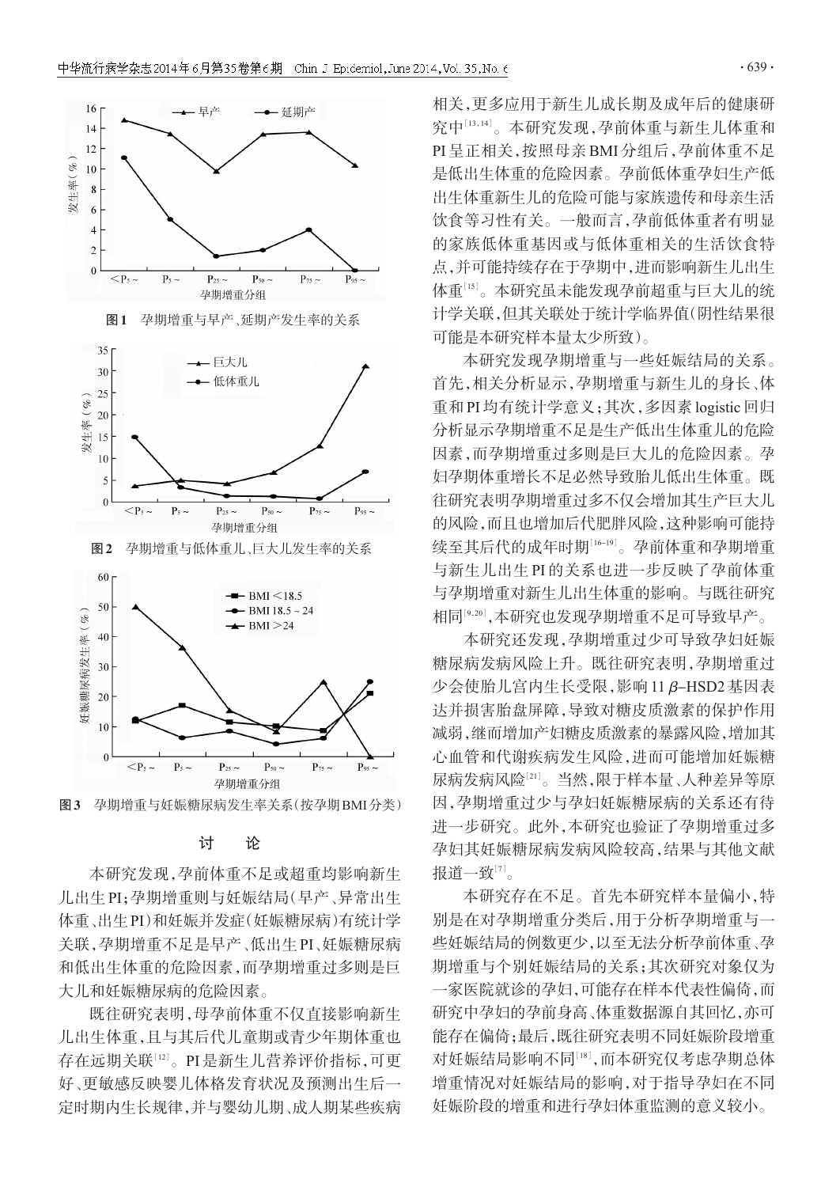图1 孕期增重与早产、延期产发生率的关系

图2 孕期增重与低体重儿、巨大儿发生率的关系

图3 孕期增重与妊娠糖尿病发生率关系(按孕期BMI分类)

## 讨 论

本研究发现,孕前体重不足或超重均影响新生儿出生PI;孕期增重则与妊娠结局(早产、异常出生体重、出生PI)和妊娠并发症(妊娠糖尿病)有统计学关联,孕期增重不足是早产、低出生PI、妊娠糖尿病和低出生体重的危险因素,而孕期增重过多则是巨大儿和妊娠糖尿病的危险因素。

既往研究表明,母孕前体重不仅直接影响新生儿出生体重,且与其后代儿童期或青少年期体重也存在远期关联[12]。PI是新生儿营养评价指标,可更好、更敏感反映婴儿体格发育状况及预测出生后一定时期内生长规律,并与婴幼儿期、成人期某些疾病相关,更多应用于新生儿成长期及成年后的健康研究中[13,14]。本研究发现,孕前体重与新生儿体重和PI呈正相关,按照母亲BMI分组后,孕前体重不足是低出生体重的危险因素。孕前低体重孕妇生产低出生体重新生儿的危险可能与家族遗传和母亲生活饮食等习性有关。一般而言,孕前低体重者有明显的家族低体重基因或与低体重相关的生活饮食特点,并可能持续存在于孕期中,进而影响新生儿出生体重[15]。本研究虽未能发现孕前超重与巨大儿的统计学关联,但其关联处于统计学临界值(阴性结果很可能是本研究样本量太少所致)。

本研究发现孕期增重与一些妊娠结局的关系。首先,相关分析显示,孕期增重与新生儿的身长、体重和PI均有统计学意义;其次,多因素logistic回归分析显示孕期增重不足是生产低出生体重儿的危险因素,而孕期增重过多则是巨大儿的危险因素。孕妇孕期体重增长不足必然导致胎儿低出生体重。既往研究表明孕期增重过多不仅会增加其生产巨大儿的风险,而且也增加后代肥胖风险,这种影响可能持续至其后代的成年时期[16-19]。孕前体重和孕期增重与新生儿出生PI的关系也进一步反映了孕前体重与孕期增重对新生儿出生体重的影响。与既往研究相同[9,20],本研究也发现孕期增重不足可导致早产。

本研究还发现,孕期增重过少可导致孕妇妊娠糖尿病发病风险上升。既往研究表明,孕期增重过少会使胎儿宫内生长受限,影响11 $\beta$-HSD2基因表达并损害胎盘屏障,导致对糖皮质激素的保护作用减弱,继而增加产妇糖皮质激素的暴露风险,增加其心血管和代谢疾病发生风险,进而可能增加妊娠糖尿病发病风险[21]。当然,限于样本量、人种差异等原因,孕期增重过少与孕妇妊娠糖尿病的关系还有待进一步研究。此外,本研究也验证了孕期增重过多孕妇其妊娠糖尿病发病风险较高,结果与其他文献报道一致[7]。

本研究存在不足。首先本研究样本量偏小,特别是在对孕期增重分类后,用于分析孕期增重与一些妊娠结局的例数更少,以至无法分析孕前体重、孕期增重与个别妊娠结局的关系;其次研究对象仅为一家医院就诊的孕妇,可能存在样本代表性偏倚,而研究中孕妇的孕前身高、体重数据源自其回忆,亦可能存在偏倚;最后,既往研究表明不同妊娠阶段增重对妊娠结局影响不同[18],而本研究仅考虑孕期总体增重情况对妊娠结局的影响,对于指导孕妇在不同妊娠阶段的增重和进行孕妇体重监测的意义较小。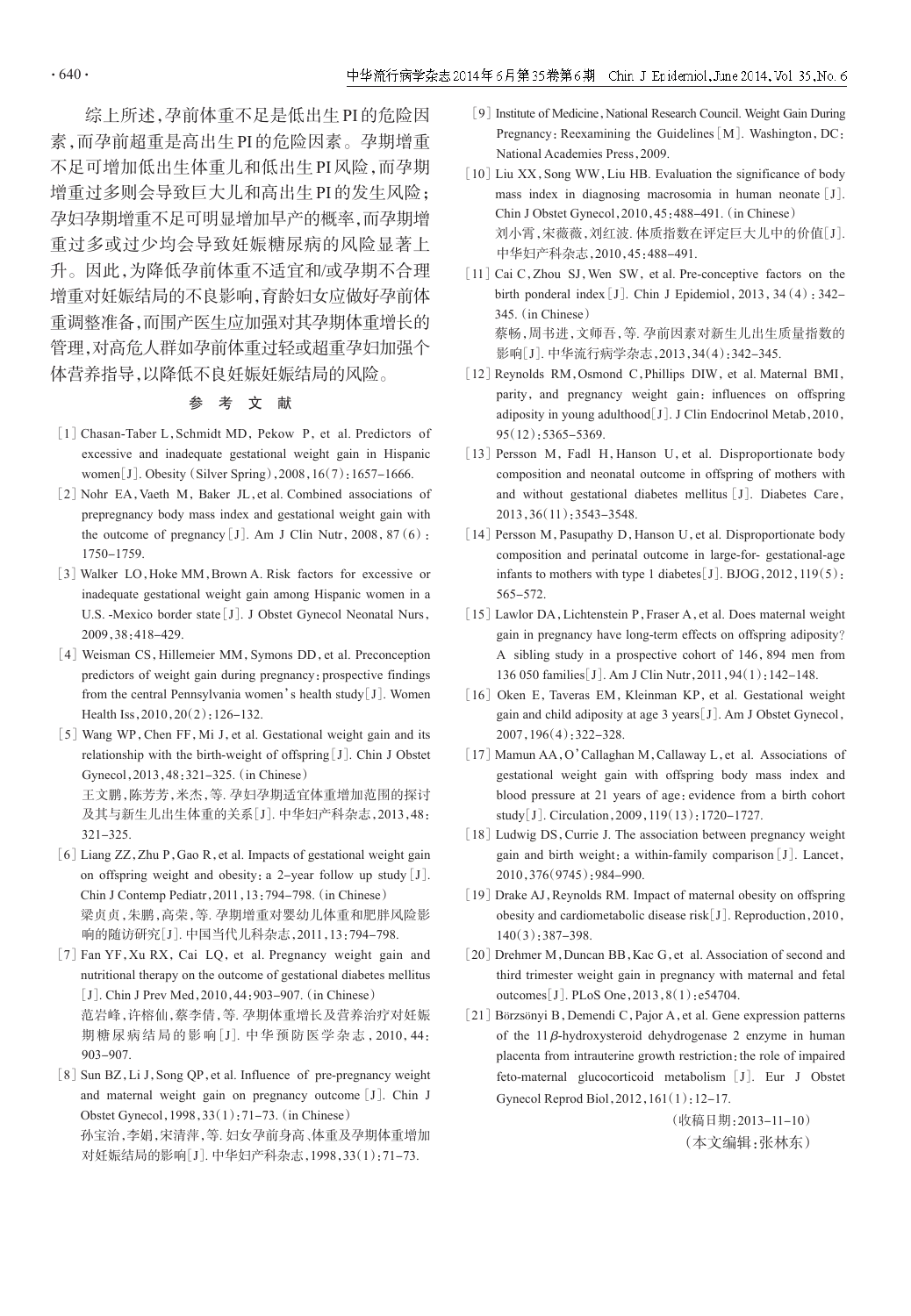综上所述，孕前体重不足是低出生PI的危险因素，而孕前超重是高出生PI的危险因素。孕期增重不足可增加低出生体重儿和低出生PI风险，而孕期增重过多则会导致巨大儿和高出生PI的发生风险；孕妇孕期增重不足可明显增加早产的概率，而孕期增重过多或过少均会导致妊娠糖尿病的风险显著上升。因此，为降低孕前体重不适宜和/或孕期不合理增重对妊娠结局的不良影响，育龄妇女应做好孕前体重调整准备，而围产医生应加强对其孕期体重增长的管理，对高危人群如孕前体重过轻或超重孕妇加强个体营养指导，以降低不良妊娠结局的风险。

## 参 考 文 献

[1] Chasan-Taber L, Schmidt MD, Pekow P, et al. Predictors of excessive and inadequate gestational weight gain in Hispanic women[J]. Obesity (Silver Spring), 2008, 16(7): 1657–1666.

[2] Nohr EA, Vaeth M, Baker JL, et al. Combined associations of prepregnancy body mass index and gestational weight gain with the outcome of pregnancy[J]. Am J Clin Nutr, 2008, 87(6): 1750–1759.

[3] Walker LO, Hoke MM, Brown A. Risk factors for excessive or inadequate gestational weight gain among Hispanic women in a U.S. -Mexico border state[J]. J Obstet Gynecol Neonatal Nurs, 2009, 38: 418–429.

[4] Weisman CS, Hillemeier MM, Symons DD, et al. Preconception predictors of weight gain during pregnancy: prospective findings from the central Pennsylvania women's health study[J]. Women Health Iss, 2010, 20(2): 126–132.

[5] Wang WP, Chen FF, Mi J, et al. Gestational weight gain and its relationship with the birth-weight of offspring[J]. Chin J Obstet Gynecol, 2013, 48: 321–325. (in Chinese)
王文鹏，陈芳芳，米杰，等. 孕妇孕期适宜体重增加范围的探讨及其与新生儿出生体重的关系[J]. 中华妇产科杂志，2013，48：321–325.

[6] Liang ZZ, Zhu P, Gao R, et al. Impacts of gestational weight gain on offspring weight and obesity: a 2-year follow up study[J]. Chin J Contemp Pediatr, 2011, 13: 794–798. (in Chinese)
梁贞贞，朱鹏，高荣，等. 孕期增重对婴幼儿体重和肥胖风险影响的随访研究[J]. 中国当代儿科杂志，2011，13：794–798.

[7] Fan YF, Xu RX, Cai LQ, et al. Pregnancy weight gain and nutritional therapy on the outcome of gestational diabetes mellitus [J]. Chin J Prev Med, 2010, 44: 903–907. (in Chinese)
范岩峰，许榕仙，蔡李倩，等. 孕期体重增长及营养治疗对妊娠期糖尿病结局的影响[J]. 中华预防医学杂志，2010，44：903–907.

[8] Sun BZ, Li J, Song QP, et al. Influence of pre-pregnancy weight and maternal weight gain on pregnancy outcome[J]. Chin J Obstet Gynecol, 1998, 33(1): 71–73. (in Chinese)
孙宝治，李娟，宋清萍，等. 妇女孕前身高、体重及孕期体重增加对妊娠结局的影响[J]. 中华妇产科杂志，1998，33(1)：71–73.

[9] Institute of Medicine, National Research Council. Weight Gain During Pregnancy: Reexamining the Guidelines[M]. Washington, DC: National Academies Press, 2009.

[10] Liu XX, Song WW, Liu HB. Evaluation the significance of body mass index in diagnosing macrosomia in human neonate[J]. Chin J Obstet Gynecol, 2010, 45: 488–491. (in Chinese)
刘小霄，宋薇薇，刘红波. 体质指数在评定巨大儿中的价值[J]. 中华妇产科杂志，2010，45：488–491.

[11] Cai C, Zhou SJ, Wen SW, et al. Pre-conceptive factors on the birth ponderal index[J]. Chin J Epidemiol, 2013, 34(4): 342–345. (in Chinese)
蔡畅，周书进，文师吾，等. 孕前因素对新生儿出生质量指数的影响[J]. 中华流行病学杂志，2013，34(4)：342–345.

[12] Reynolds RM, Osmond C, Phillips DIW, et al. Maternal BMI, parity, and pregnancy weight gain: influences on offspring adiposity in young adulthood[J]. J Clin Endocrinol Metab, 2010, 95(12): 5365–5369.

[13] Persson M, Fadl H, Hanson U, et al. Disproportionate body composition and neonatal outcome in offspring of mothers with and without gestational diabetes mellitus[J]. Diabetes Care, 2013, 36(11): 3543–3548.

[14] Persson M, Pasupathy D, Hanson U, et al. Disproportionate body composition and perinatal outcome in large-for- gestational-age infants to mothers with type 1 diabetes[J]. BJOG, 2012, 119(5): 565–572.

[15] Lawlor DA, Lichtenstein P, Fraser A, et al. Does maternal weight gain in pregnancy have long-term effects on offspring adiposity? A sibling study in a prospective cohort of 146, 894 men from 136 050 families[J]. Am J Clin Nutr, 2011, 94(1): 142–148.

[16] Oken E, Taveras EM, Kleinman KP, et al. Gestational weight gain and child adiposity at age 3 years[J]. Am J Obstet Gynecol, 2007, 196(4): 322–328.

[17] Mamun AA, O'Callaghan M, Callaway L, et al. Associations of gestational weight gain with offspring body mass index and blood pressure at 21 years of age: evidence from a birth cohort study[J]. Circulation, 2009, 119(13): 1720–1727.

[18] Ludwig DS, Currie J. The association between pregnancy weight gain and birth weight: a within-family comparison[J]. Lancet, 2010, 376(9745): 984–990.

[19] Drake AJ, Reynolds RM. Impact of maternal obesity on offspring obesity and cardiometabolic disease risk[J]. Reproduction, 2010, 140(3): 387–398.

[20] Drehmer M, Duncan BB, Kac G, et al. Association of second and third trimester weight gain in pregnancy with maternal and fetal outcomes[J]. PLoS One, 2013, 8(1): e54704.

[21] Börzsönyi B, Demendi C, Pajor A, et al. Gene expression patterns of the 11$\beta$-hydroxysteroid dehydrogenase 2 enzyme in human placenta from intrauterine growth restriction: the role of impaired feto-maternal glucocorticoid metabolism [J]. Eur J Obstet Gynecol Reprod Biol, 2012, 161(1): 12–17.

(收稿日期：2013-11-10)

(本文编辑：张林东)